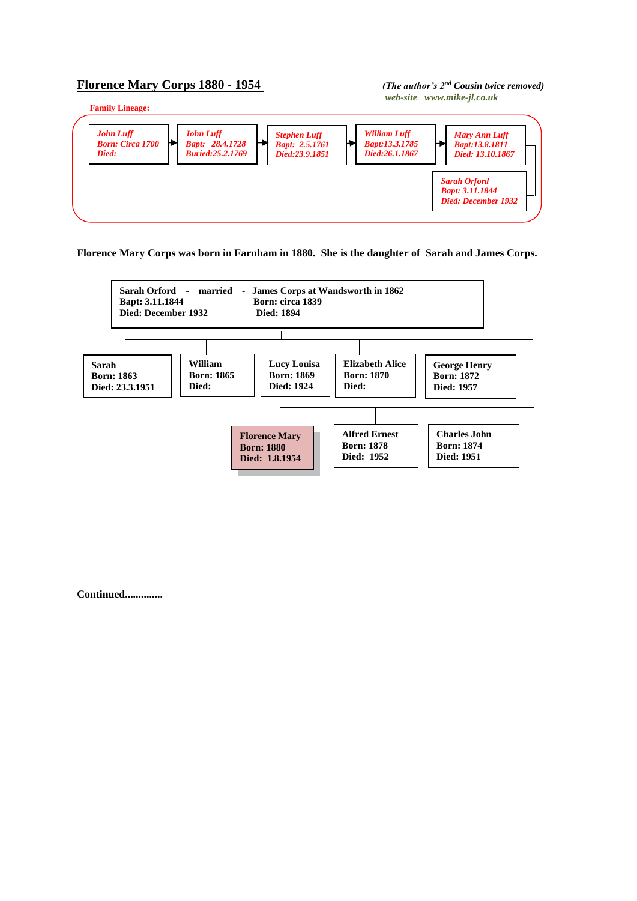## Florence Mary Corps 1880 - 1954

*(The author's 2nd Cousin twice removed)*
*web-site www.mike-jl.co.uk*

**Family Lineage:**

*John Luff*
*Born: Circa 1700*
*Died:*

→

*John Luff*
*Bapt: 28.4.1728*
*Buried:25.2.1769*

→

*Stephen Luff*
*Bapt: 2.5.1761*
*Died:23.9.1851*

→

*William Luff*
*Bapt:13.3.1785*
*Died:26.1.1867*

→

*Mary Ann Luff*
*Bapt:13.8.1811*
*Died: 13.10.1867*

→

*Sarah Orford*
*Bapt: 3.11.1844*
*Died: December 1932*

**Florence Mary Corps was born in Farnham in 1880. She is the daughter of Sarah and James Corps.**

**Sarah Orford - married - James Corps at Wandsworth in 1862**
**Bapt: 3.11.1844 Born: circa 1839**
**Died: December 1932 Died: 1894**

**Sarah**
**Born: 1863**
**Died: 23.3.1951**

**William**
**Born: 1865**
**Died:**

**Lucy Louisa**
**Born: 1869**
**Died: 1924**

**Elizabeth Alice**
**Born: 1870**
**Died:**

**George Henry**
**Born: 1872**
**Died: 1957**

**Florence Mary**
**Born: 1880**
**Died: 1.8.1954**

**Alfred Ernest**
**Born: 1878**
**Died: 1952**

**Charles John**
**Born: 1874**
**Died: 1951**

**Continued..............**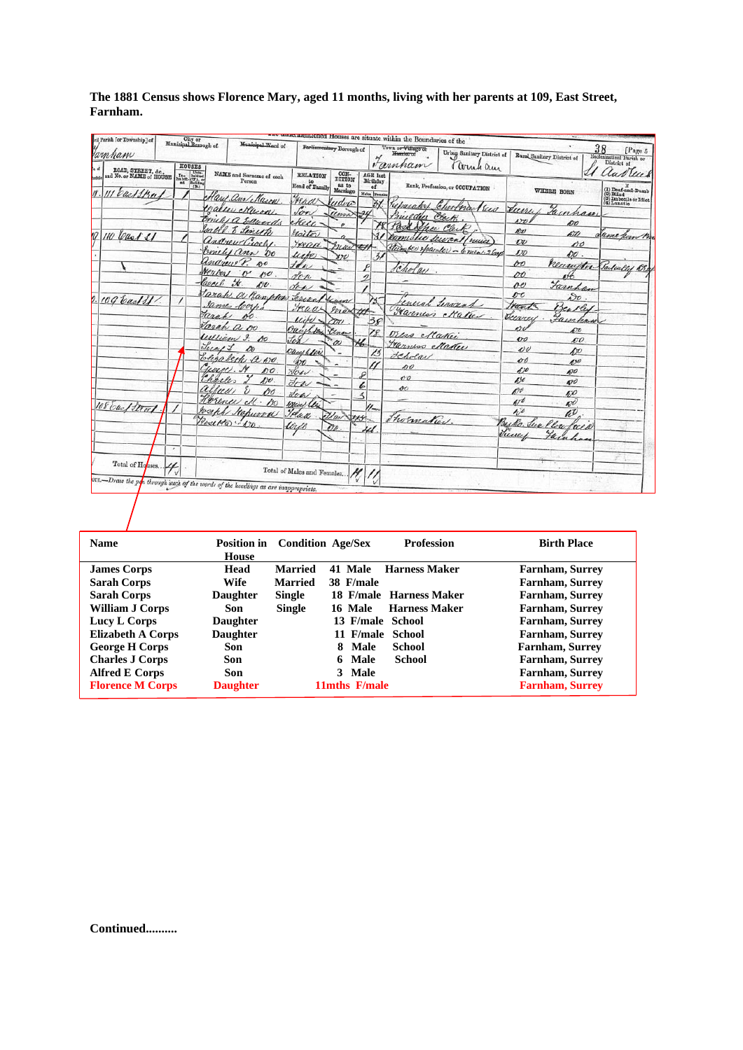**The 1881 Census shows Florence Mary, aged 11 months, living with her parents at 109, East Street, Farnham.**

| Name | Position in House | Condition | Age/Sex | Profession | Birth Place |
|---|---|---|---|---|---|
| **James Corps** | **Head** | **Married** | **41 Male** | **Harness Maker** | **Farnham, Surrey** |
| **Sarah Corps** | **Wife** | **Married** | **38 F/male** | | **Farnham, Surrey** |
| **Sarah Corps** | **Daughter** | **Single** | **18 F/male** | **Harness Maker** | **Farnham, Surrey** |
| **William J Corps** | **Son** | **Single** | **16 Male** | **Harness Maker** | **Farnham, Surrey** |
| **Lucy L Corps** | **Daughter** | | **13 F/male** | **School** | **Farnham, Surrey** |
| **Elizabeth A Corps** | **Daughter** | | **11 F/male** | **School** | **Farnham, Surrey** |
| **George H Corps** | **Son** | | **8 Male** | **School** | **Farnham, Surrey** |
| **Charles J Corps** | **Son** | | **6 Male** | **School** | **Farnham, Surrey** |
| **Alfred E Corps** | **Son** | | **3 Male** | | **Farnham, Surrey** |
| **Florence M Corps** | **Daughter** | | **11mths F/male** | | **Farnham, Surrey** |

**Continued..........**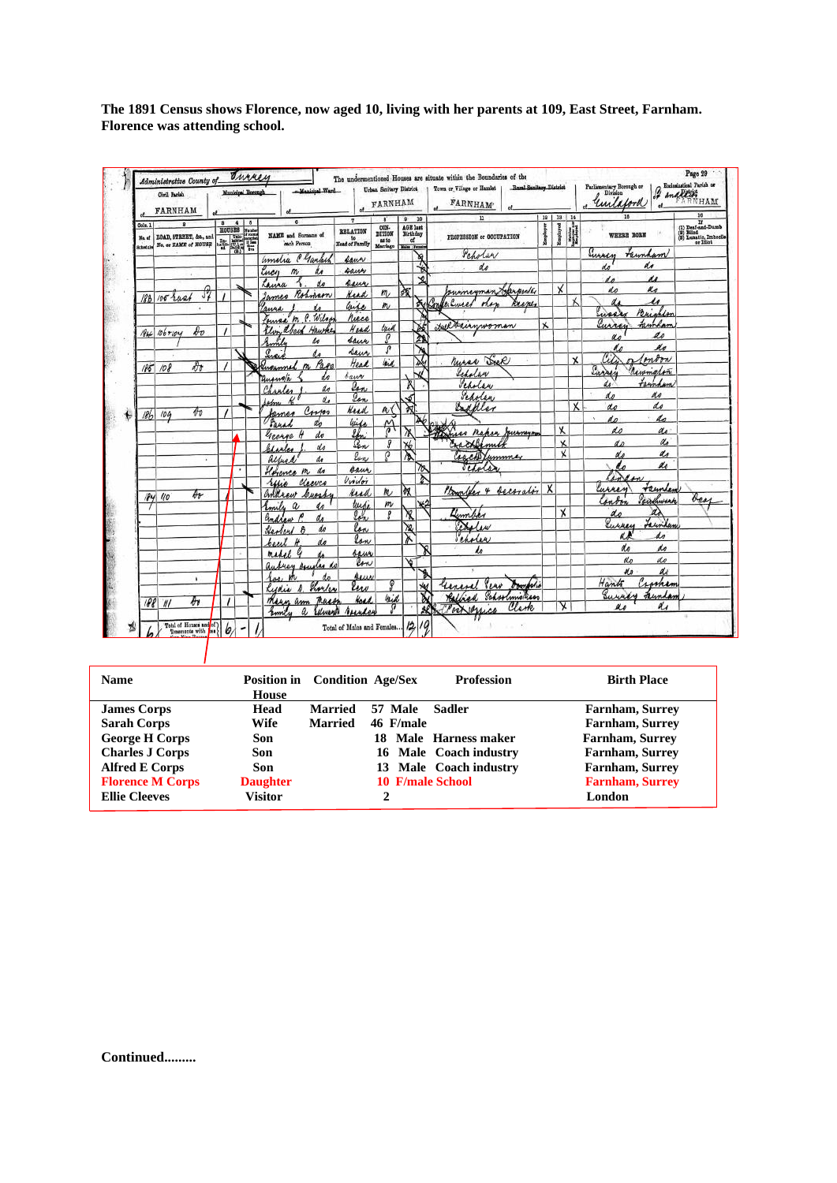**The 1891 Census shows Florence, now aged 10, living with her parents at 109, East Street, Farnham. Florence was attending school.**

| Name | Position in House | Condition | Age/Sex | Profession | Birth Place |
|---|---|---|---|---|---|
| James Corps | Head | Married | 57 Male | Sadler | Farnham, Surrey |
| Sarah Corps | Wife | Married | 46 F/male | | Farnham, Surrey |
| George H Corps | Son | | 18 Male | Harness maker | Farnham, Surrey |
| Charles J Corps | Son | | 16 Male | Coach industry | Farnham, Surrey |
| Alfred E Corps | Son | | 13 Male | Coach industry | Farnham, Surrey |
| Florence M Corps | Daughter | | 10 F/male | School | Farnham, Surrey |
| Ellie Cleeves | Visitor | | 2 | | London |

**Continued.........**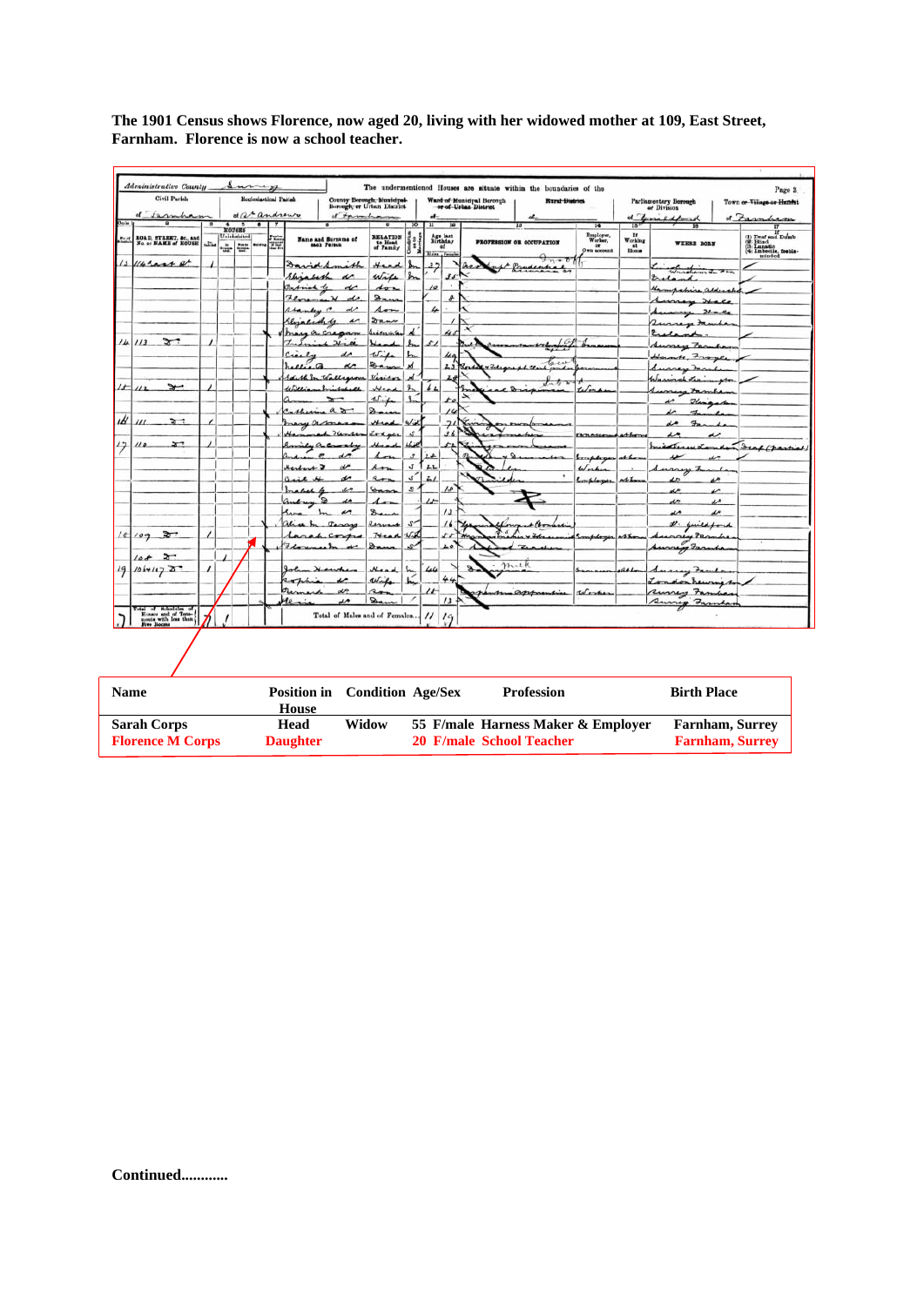**The 1901 Census shows Florence, now aged 20, living with her widowed mother at 109, East Street, Farnham. Florence is now a school teacher.**

| Name | Position in House | Condition | Age/Sex | Profession | Birth Place |
|---|---|---|---|---|---|
| Sarah Corps | Head | Widow | 55 F/male | Harness Maker & Employer | Farnham, Surrey |
| Florence M Corps | Daughter | | 20 F/male | School Teacher | Farnham, Surrey |

**Continued............**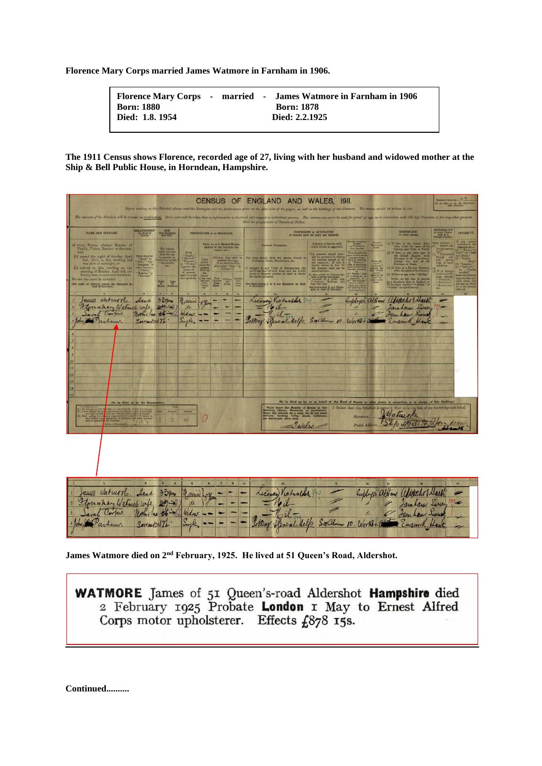**Florence Mary Corps married James Watmore in Farnham in 1906.**

| | | |
|---|---|---|
| **Florence Mary Corps - married -** | | **James Watmore in Farnham in 1906** |
| **Born: 1880** | | **Born: 1878** |
| **Died: 1.8. 1954** | | **Died: 2.2.1925** |

**The 1911 Census shows Florence, recorded age of 27, living with her husband and widowed mother at the Ship & Bell Public House, in Horndean, Hampshire.**

CENSUS OF ENGLAND AND WALES, 1911.

| | Name and Surname | Relationship to Head of Family | Age (Males) | Age (Females) | Particulars as to Marriage | Years married | | | | Personal Occupation | | | Employer/Worker | | Birthplace | Nationality | |
|---|---|---|---|---|---|---|---|---|---|---|---|---|---|---|---|---|---|
| 1 | James Watmore | Head | 33 | | Married | 5 yrs | – | – | – | Licensed Victualler | | | Employer | At Home | Aldershot Hants | | |
| 2 | Florence Mary Watmore | Wife | | 29 → 27 | do. | | – | – | – | Nil | | | | | Farnham Surrey | | |
| 3 | Sarah Corps | Mother in law | | 66 | Widow | | – | – | – | Nil | | | | | Farnham Surrey | | |
| 4 | John Parham | Servant | 17 | | Single | | – | – | – | Potboy Servant Help | | | Worker | | Emsworth Hants | | |

Signature: J Watmore
Postal Address: Ship & Bell, Horndean, Hants

**James Watmore died on 2nd February, 1925. He lived at 51 Queen's Road, Aldershot.**

WATMORE James of 51 Queen's-road Aldershot **Hampshire** died 2 February 1925 Probate **London** 1 May to Ernest Alfred Corps motor upholsterer. Effects £878 15s.

**Continued..........**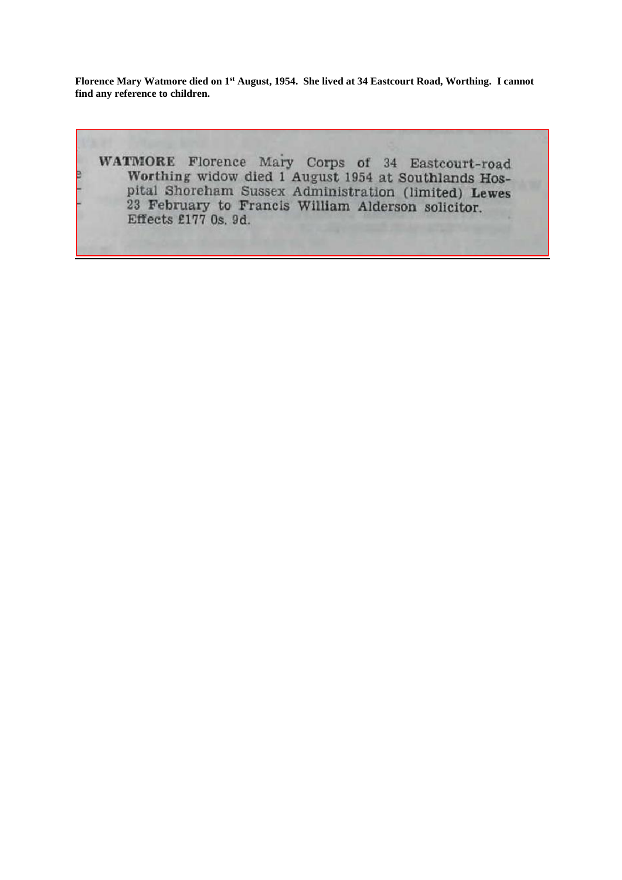**Florence Mary Watmore died on 1st August, 1954. She lived at 34 Eastcourt Road, Worthing. I cannot find any reference to children.**

**WATMORE** Florence Mary Corps of 34 Eastcourt-road Worthing widow died 1 August 1954 at Southlands Hospital Shoreham Sussex Administration (limited) **Lewes** 23 February to Francis William Alderson solicitor. Effects £177 0s. 9d.